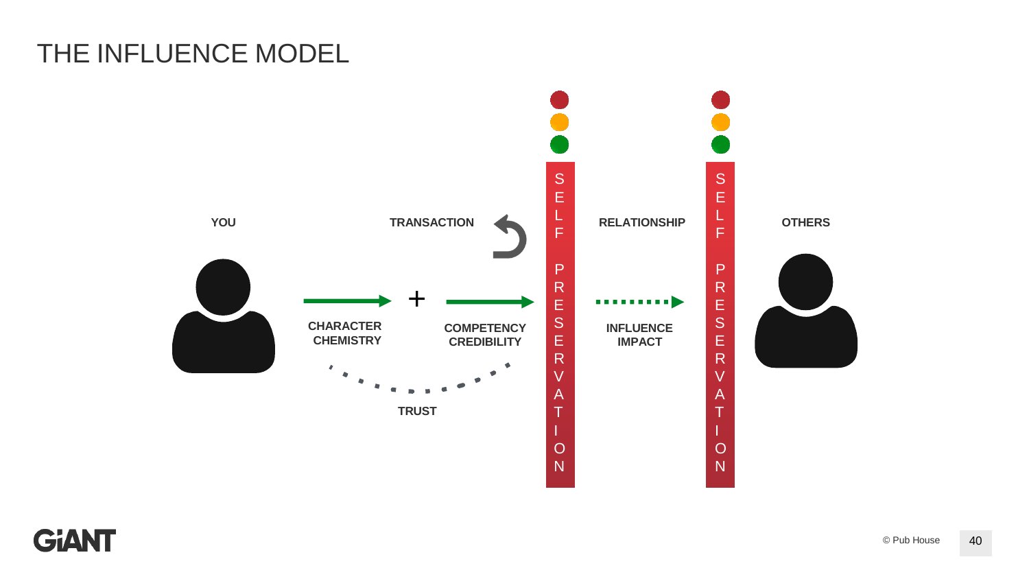# THE INFLUENCE MODEL

YOU

TRANSACTION

RELATIONSHIP

OTHERS

CHARACTER
CHEMISTRY

+

COMPETENCY
CREDIBILITY

INFLUENCE
IMPACT

TRUST

SELF PRESERVATION

SELF PRESERVATION

GiANT

© Pub House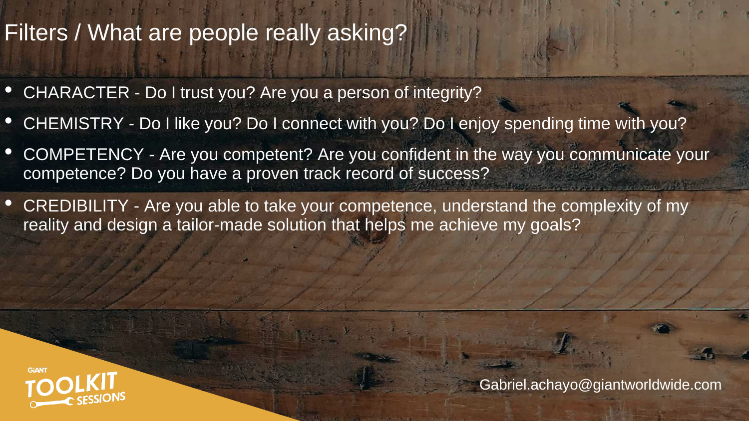# Filters / What are people really asking?

- CHARACTER - Do I trust you? Are you a person of integrity?
- CHEMISTRY - Do I like you? Do I connect with you? Do I enjoy spending time with you?
- COMPETENCY - Are you competent? Are you confident in the way you communicate your competence? Do you have a proven track record of success?
- CREDIBILITY - Are you able to take your competence, understand the complexity of my reality and design a tailor-made solution that helps me achieve my goals?

GiANT TOOLKIT SESSIONS

Gabriel.achayo@giantworldwide.com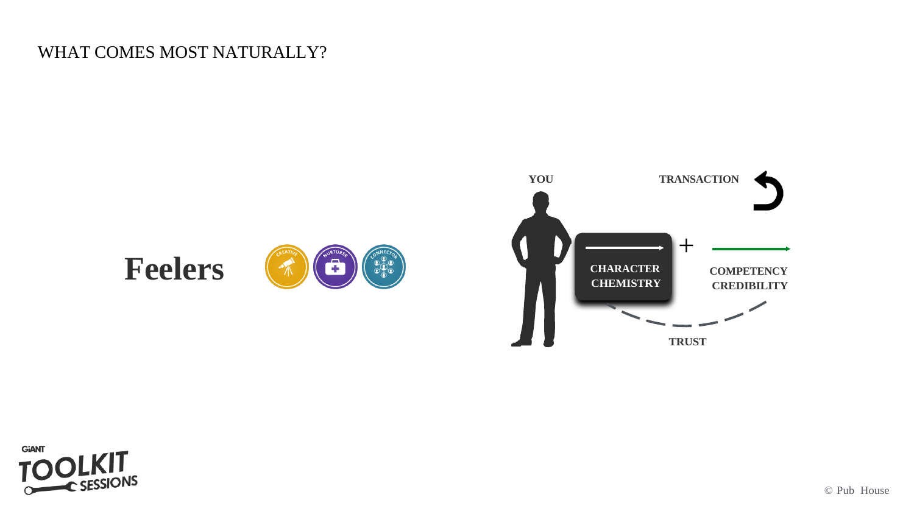WHAT COMES MOST NATURALLY?

# Feelers

YOU

TRANSACTION

CHARACTER CHEMISTRY

+

COMPETENCY CREDIBILITY

TRUST

© Pub House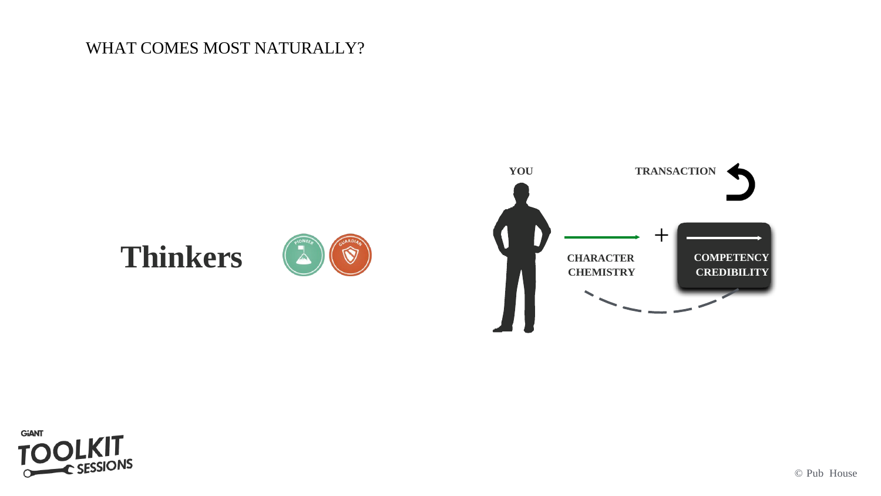WHAT COMES MOST NATURALLY?

# Thinkers

**YOU**

**TRANSACTION**

**CHARACTER CHEMISTRY**

+

**COMPETENCY CREDIBILITY**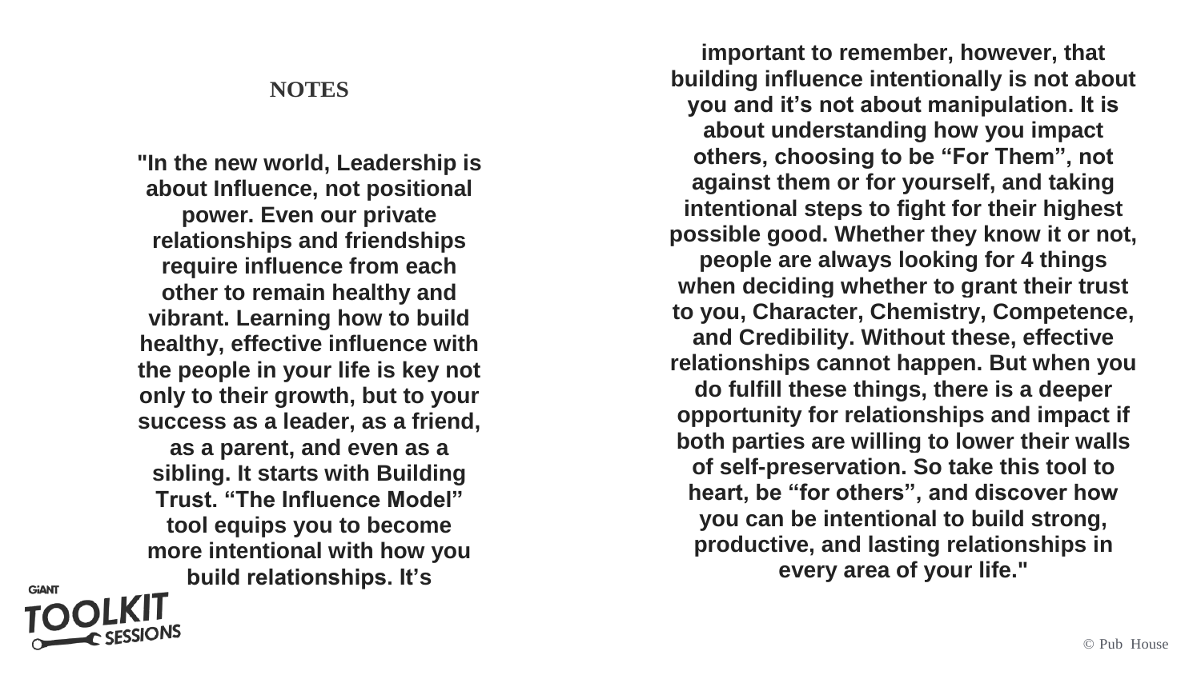## NOTES

**"In the new world, Leadership is about Influence, not positional power. Even our private relationships and friendships require influence from each other to remain healthy and vibrant. Learning how to build healthy, effective influence with the people in your life is key not only to their growth, but to your success as a leader, as a friend, as a parent, and even as a sibling. It starts with Building Trust. "The Influence Model" tool equips you to become more intentional with how you build relationships. It's important to remember, however, that building influence intentionally is not about you and it's not about manipulation. It is about understanding how you impact others, choosing to be "For Them", not against them or for yourself, and taking intentional steps to fight for their highest possible good. Whether they know it or not, people are always looking for 4 things when deciding whether to grant their trust to you, Character, Chemistry, Competence, and Credibility. Without these, effective relationships cannot happen. But when you do fulfill these things, there is a deeper opportunity for relationships and impact if both parties are willing to lower their walls of self-preservation. So take this tool to heart, be "for others", and discover how you can be intentional to build strong, productive, and lasting relationships in every area of your life."**

GiANT TOOLKIT SESSIONS

© Pub House